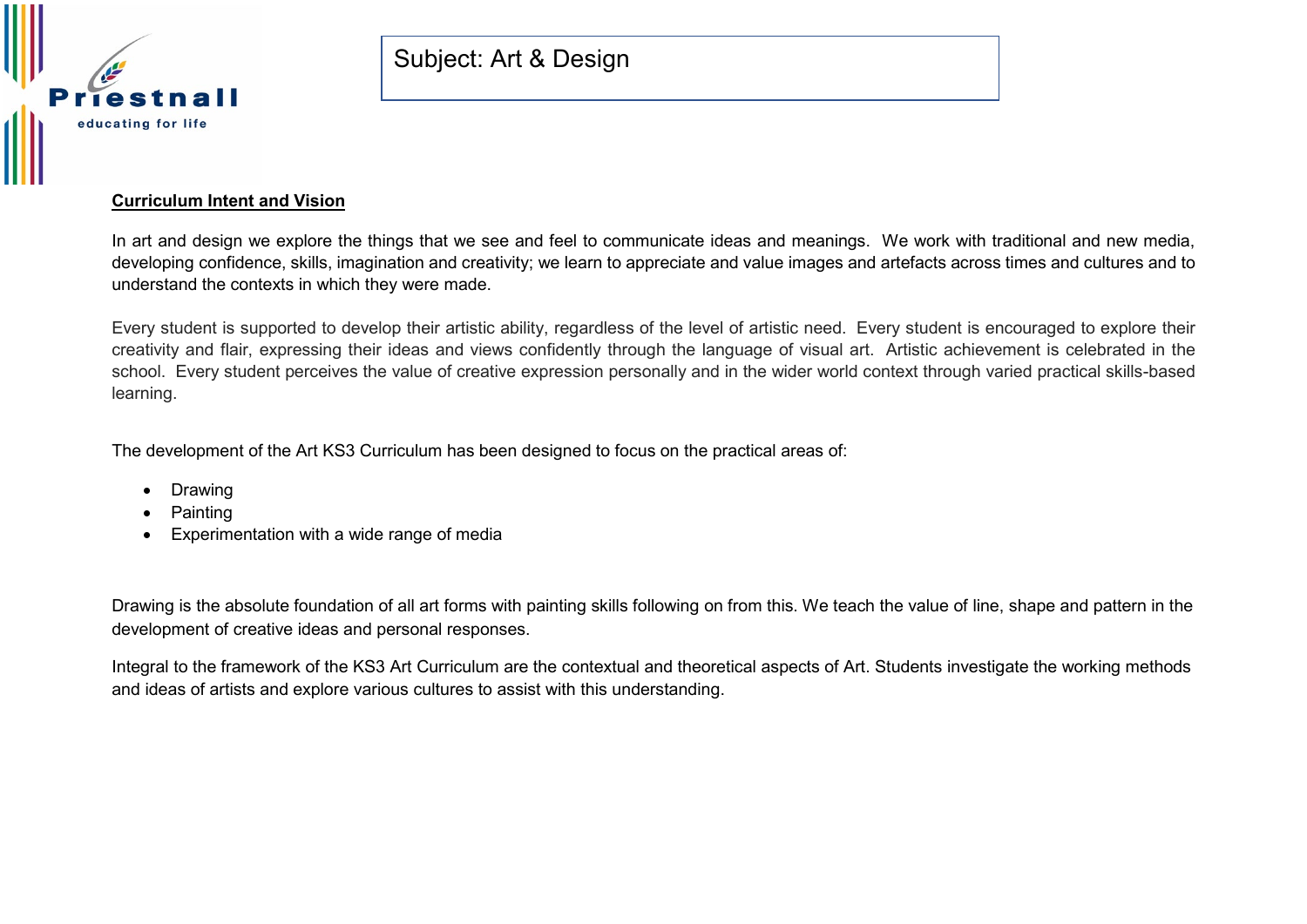Priestnall
educating for life

Subject: Art & Design

**Curriculum Intent and Vision**

In art and design we explore the things that we see and feel to communicate ideas and meanings. We work with traditional and new media, developing confidence, skills, imagination and creativity; we learn to appreciate and value images and artefacts across times and cultures and to understand the contexts in which they were made.

Every student is supported to develop their artistic ability, regardless of the level of artistic need. Every student is encouraged to explore their creativity and flair, expressing their ideas and views confidently through the language of visual art. Artistic achievement is celebrated in the school. Every student perceives the value of creative expression personally and in the wider world context through varied practical skills-based learning.

The development of the Art KS3 Curriculum has been designed to focus on the practical areas of:

- Drawing
- Painting
- Experimentation with a wide range of media

Drawing is the absolute foundation of all art forms with painting skills following on from this. We teach the value of line, shape and pattern in the development of creative ideas and personal responses.

Integral to the framework of the KS3 Art Curriculum are the contextual and theoretical aspects of Art. Students investigate the working methods and ideas of artists and explore various cultures to assist with this understanding.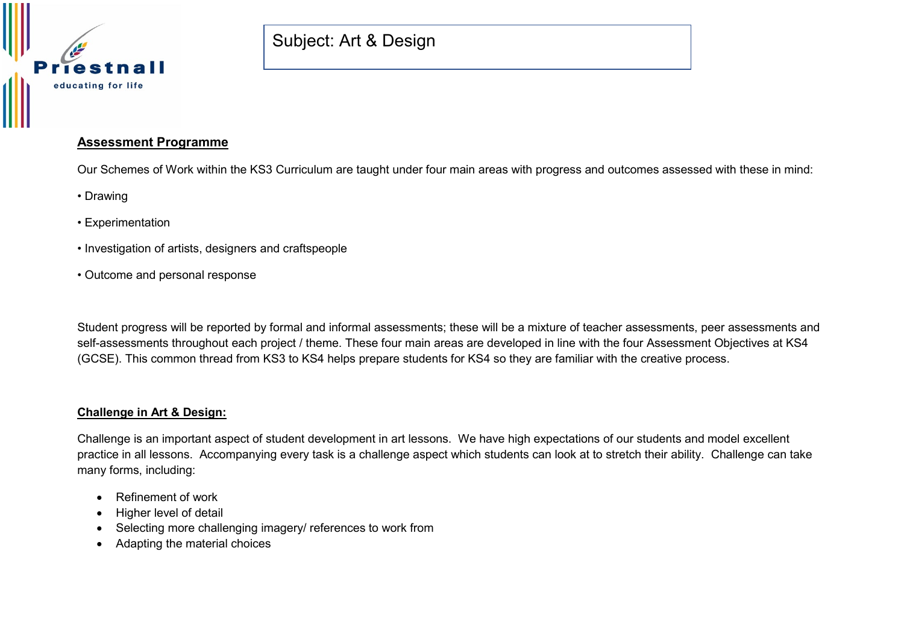Subject: Art & Design

## Assessment Programme

Our Schemes of Work within the KS3 Curriculum are taught under four main areas with progress and outcomes assessed with these in mind:

• Drawing

• Experimentation

• Investigation of artists, designers and craftspeople

• Outcome and personal response

Student progress will be reported by formal and informal assessments; these will be a mixture of teacher assessments, peer assessments and self-assessments throughout each project / theme. These four main areas are developed in line with the four Assessment Objectives at KS4 (GCSE). This common thread from KS3 to KS4 helps prepare students for KS4 so they are familiar with the creative process.

## Challenge in Art & Design:

Challenge is an important aspect of student development in art lessons. We have high expectations of our students and model excellent practice in all lessons. Accompanying every task is a challenge aspect which students can look at to stretch their ability. Challenge can take many forms, including:

- Refinement of work
- Higher level of detail
- Selecting more challenging imagery/ references to work from
- Adapting the material choices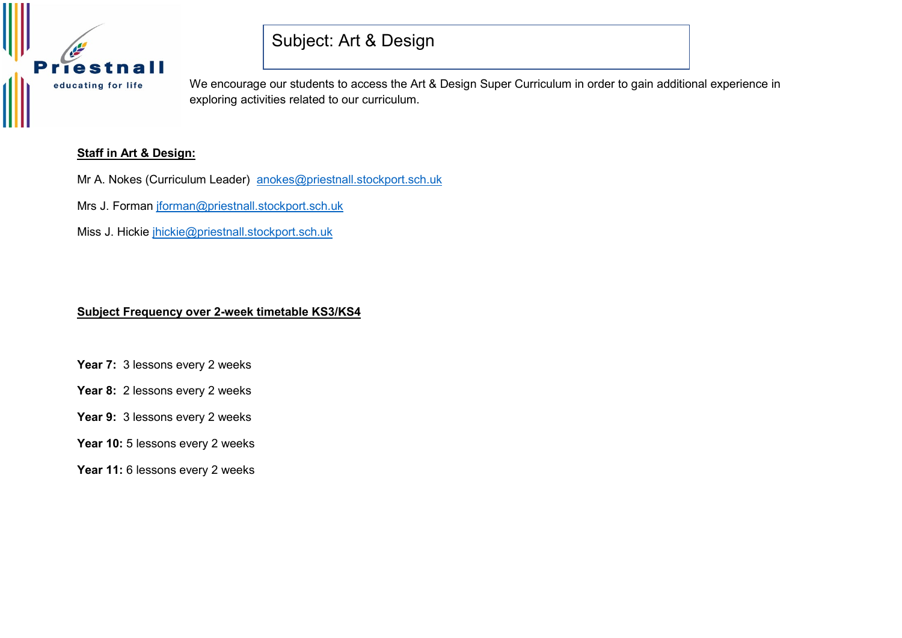# Subject: Art & Design

We encourage our students to access the Art & Design Super Curriculum in order to gain additional experience in exploring activities related to our curriculum.

**Staff in Art & Design:**

Mr A. Nokes (Curriculum Leader) anokes@priestnall.stockport.sch.uk

Mrs J. Forman jforman@priestnall.stockport.sch.uk

Miss J. Hickie jhickie@priestnall.stockport.sch.uk

**Subject Frequency over 2-week timetable KS3/KS4**

**Year 7:** 3 lessons every 2 weeks

**Year 8:** 2 lessons every 2 weeks

**Year 9:** 3 lessons every 2 weeks

**Year 10:** 5 lessons every 2 weeks

**Year 11:** 6 lessons every 2 weeks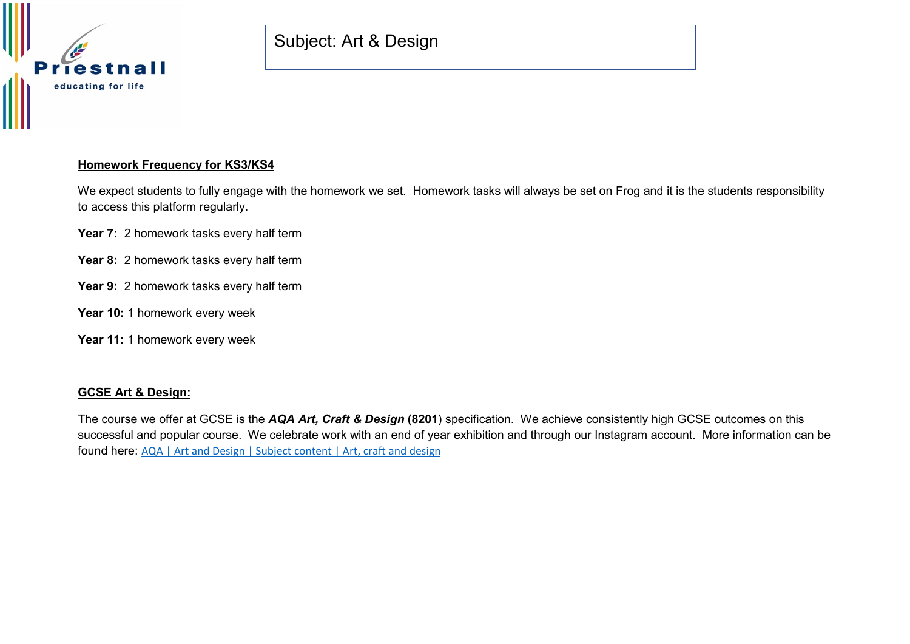Subject: Art & Design

## Homework Frequency for KS3/KS4

We expect students to fully engage with the homework we set. Homework tasks will always be set on Frog and it is the students responsibility to access this platform regularly.

**Year 7:** 2 homework tasks every half term

**Year 8:** 2 homework tasks every half term

**Year 9:** 2 homework tasks every half term

**Year 10:** 1 homework every week

**Year 11:** 1 homework every week

## GCSE Art & Design:

The course we offer at GCSE is the ***AQA Art, Craft & Design*** (**8201**) specification. We achieve consistently high GCSE outcomes on this successful and popular course. We celebrate work with an end of year exhibition and through our Instagram account. More information can be found here: AQA | Art and Design | Subject content | Art, craft and design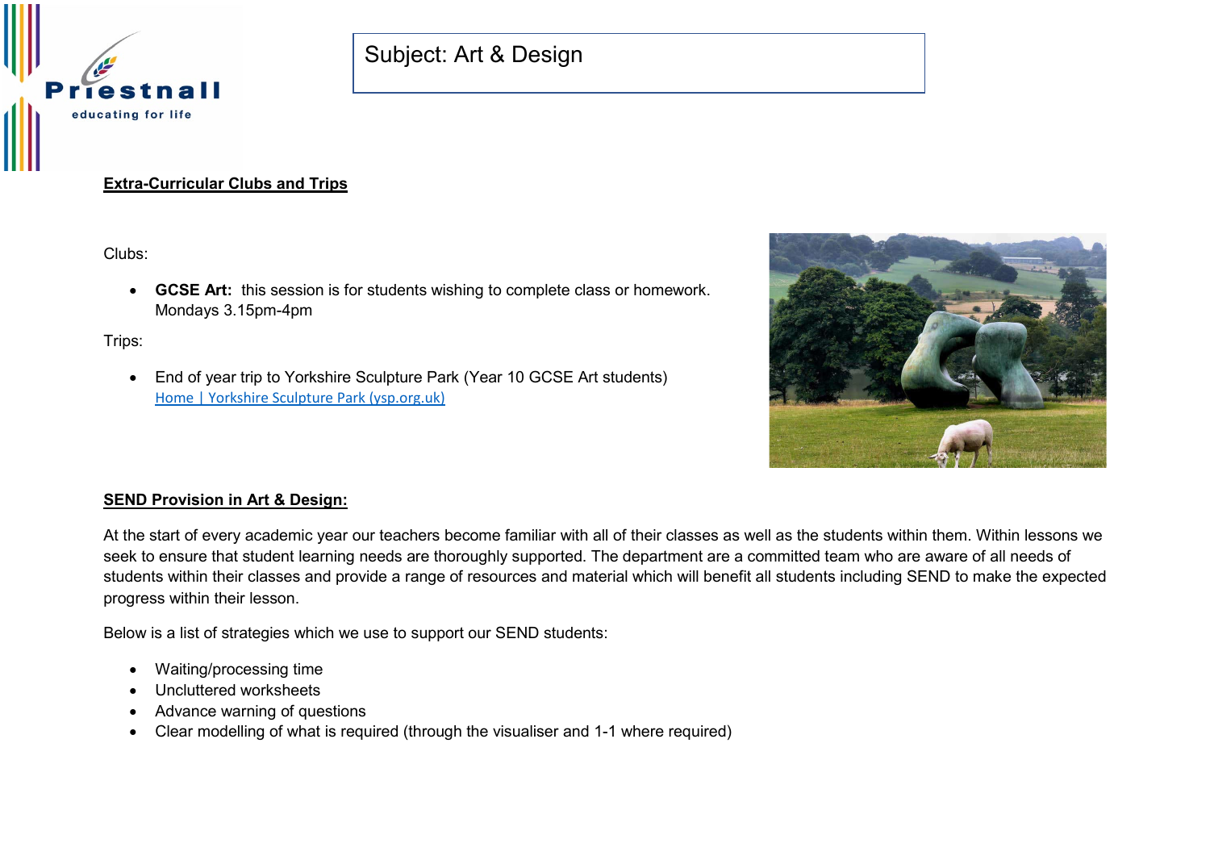Subject: Art & Design

## Extra-Curricular Clubs and Trips

Clubs:

- **GCSE Art:** this session is for students wishing to complete class or homework. Mondays 3.15pm-4pm

Trips:

- End of year trip to Yorkshire Sculpture Park (Year 10 GCSE Art students)
  [Home | Yorkshire Sculpture Park (ysp.org.uk)](https://ysp.org.uk)

## SEND Provision in Art & Design:

At the start of every academic year our teachers become familiar with all of their classes as well as the students within them. Within lessons we seek to ensure that student learning needs are thoroughly supported. The department are a committed team who are aware of all needs of students within their classes and provide a range of resources and material which will benefit all students including SEND to make the expected progress within their lesson.

Below is a list of strategies which we use to support our SEND students:

- Waiting/processing time
- Uncluttered worksheets
- Advance warning of questions
- Clear modelling of what is required (through the visualiser and 1-1 where required)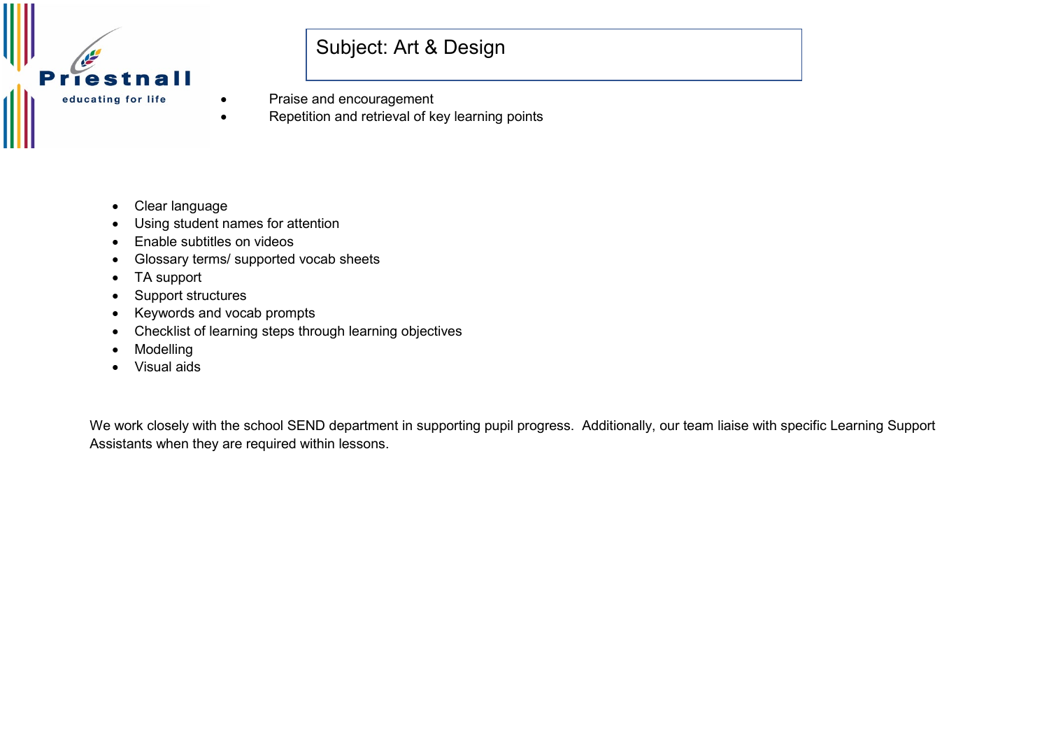Subject: Art & Design

- Praise and encouragement
- Repetition and retrieval of key learning points

- Clear language
- Using student names for attention
- Enable subtitles on videos
- Glossary terms/ supported vocab sheets
- TA support
- Support structures
- Keywords and vocab prompts
- Checklist of learning steps through learning objectives
- Modelling
- Visual aids

We work closely with the school SEND department in supporting pupil progress. Additionally, our team liaise with specific Learning Support Assistants when they are required within lessons.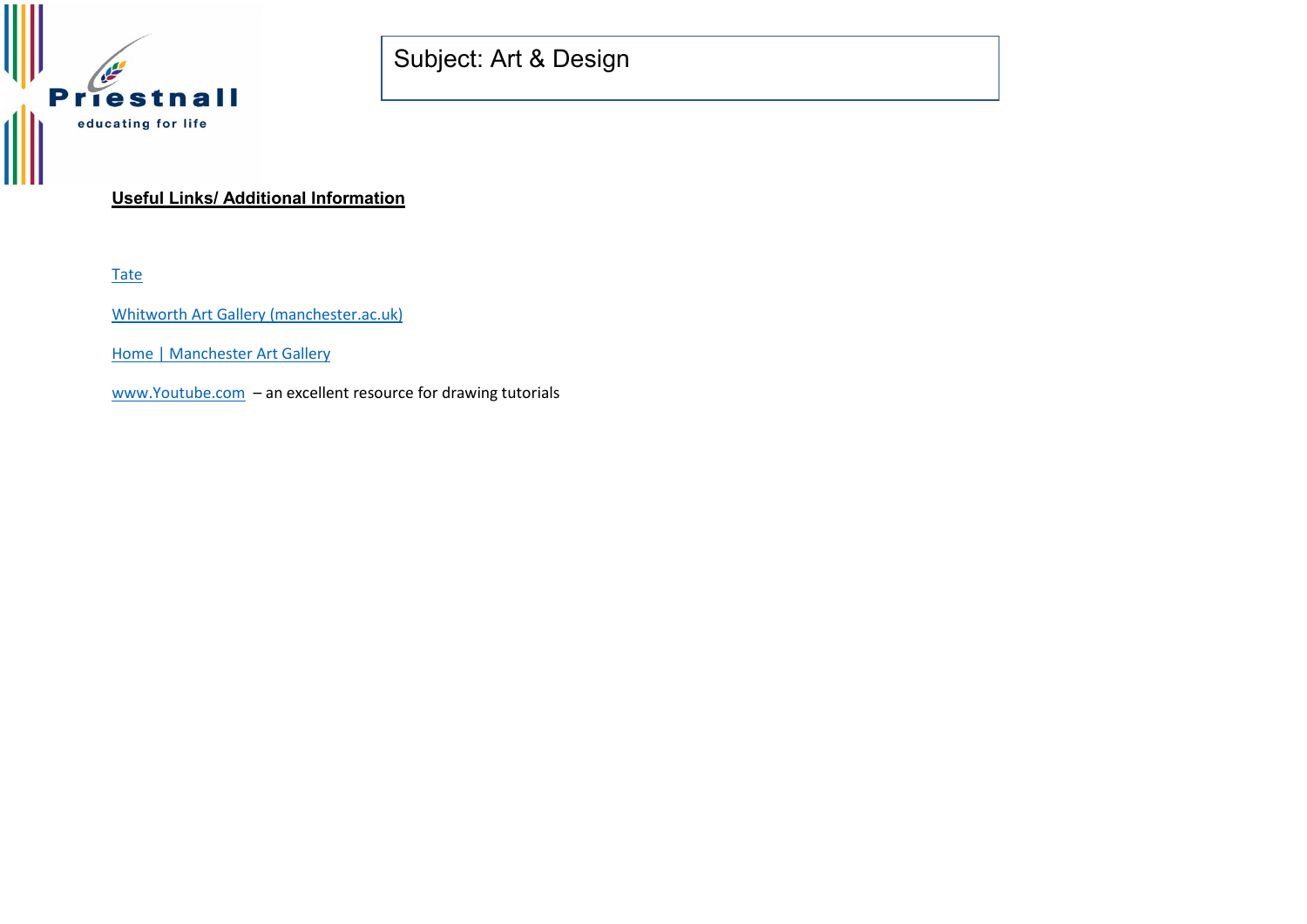Subject: Art & Design

**Useful Links/ Additional Information**

Tate

Whitworth Art Gallery (manchester.ac.uk)

Home | Manchester Art Gallery

www.Youtube.com – an excellent resource for drawing tutorials